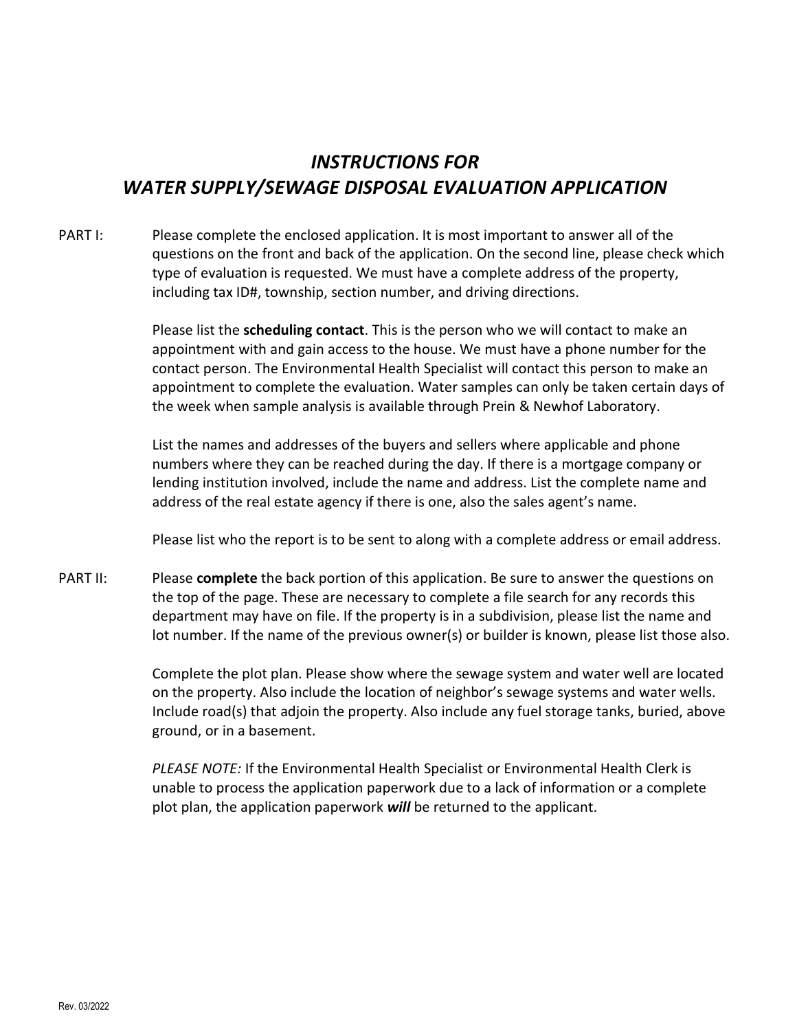# *INSTRUCTIONS FOR*
# *WATER SUPPLY/SEWAGE DISPOSAL EVALUATION APPLICATION*

PART I: Please complete the enclosed application. It is most important to answer all of the questions on the front and back of the application. On the second line, please check which type of evaluation is requested. We must have a complete address of the property, including tax ID#, township, section number, and driving directions.

Please list the **scheduling contact**. This is the person who we will contact to make an appointment with and gain access to the house. We must have a phone number for the contact person. The Environmental Health Specialist will contact this person to make an appointment to complete the evaluation. Water samples can only be taken certain days of the week when sample analysis is available through Prein & Newhof Laboratory.

List the names and addresses of the buyers and sellers where applicable and phone numbers where they can be reached during the day. If there is a mortgage company or lending institution involved, include the name and address. List the complete name and address of the real estate agency if there is one, also the sales agent's name.

Please list who the report is to be sent to along with a complete address or email address.

PART II: Please **complete** the back portion of this application. Be sure to answer the questions on the top of the page. These are necessary to complete a file search for any records this department may have on file. If the property is in a subdivision, please list the name and lot number. If the name of the previous owner(s) or builder is known, please list those also.

Complete the plot plan. Please show where the sewage system and water well are located on the property. Also include the location of neighbor's sewage systems and water wells. Include road(s) that adjoin the property. Also include any fuel storage tanks, buried, above ground, or in a basement.

*PLEASE NOTE:* If the Environmental Health Specialist or Environmental Health Clerk is unable to process the application paperwork due to a lack of information or a complete plot plan, the application paperwork ***will*** be returned to the applicant.

Rev. 03/2022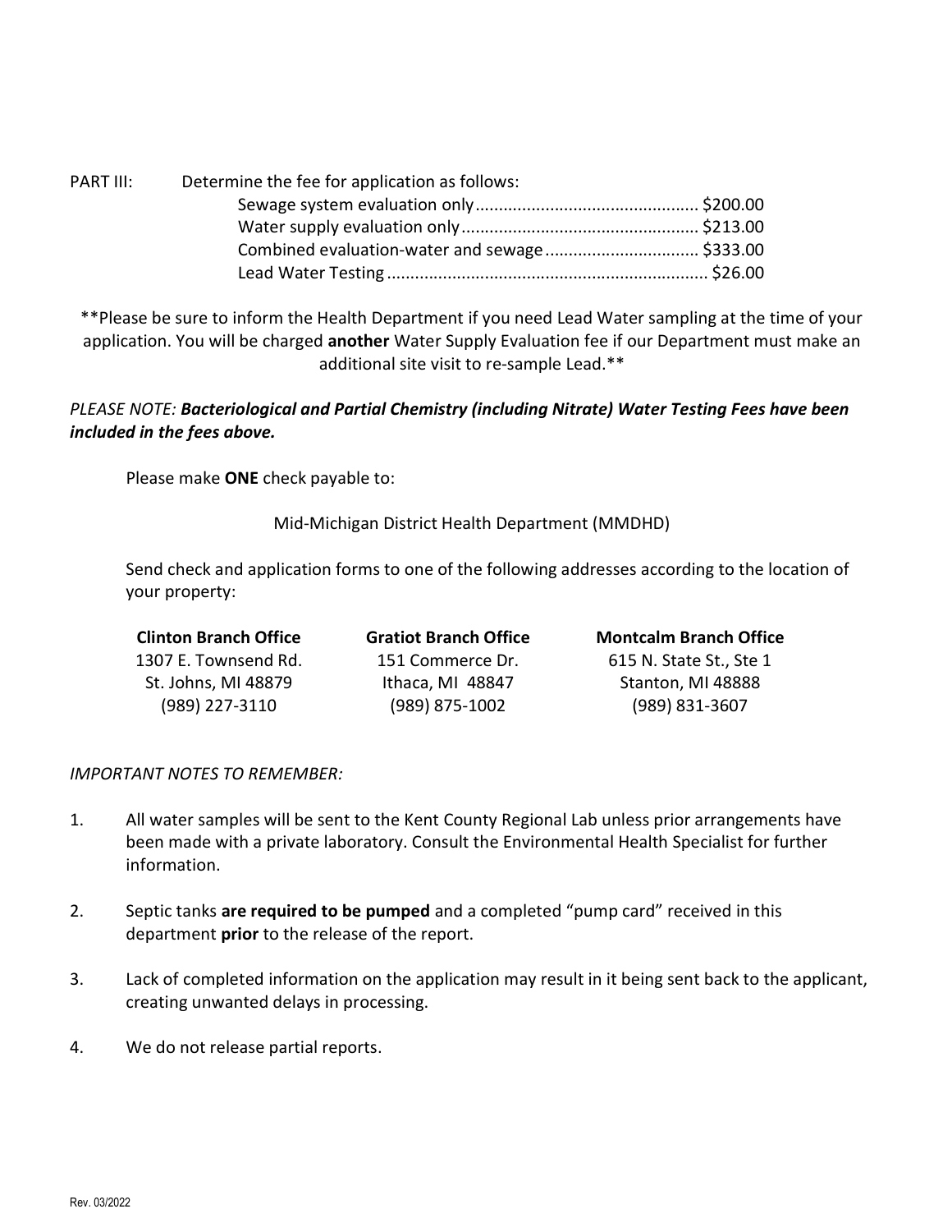PART III: Determine the fee for application as follows:

| Fee | Amount |
| --- | --- |
| Sewage system evaluation only | $200.00 |
| Water supply evaluation only | $213.00 |
| Combined evaluation-water and sewage | $333.00 |
| Lead Water Testing | $26.00 |

**Please be sure to inform the Health Department if you need Lead Water sampling at the time of your application. You will be charged **another** Water Supply Evaluation fee if our Department must make an additional site visit to re-sample Lead.**

*PLEASE NOTE: **Bacteriological and Partial Chemistry (including Nitrate) Water Testing Fees have been included in the fees above.***

Please make **ONE** check payable to:

Mid-Michigan District Health Department (MMDHD)

Send check and application forms to one of the following addresses according to the location of your property:

**Clinton Branch Office**
1307 E. Townsend Rd.
St. Johns, MI 48879
(989) 227-3110

**Gratiot Branch Office**
151 Commerce Dr.
Ithaca, MI 48847
(989) 875-1002

**Montcalm Branch Office**
615 N. State St., Ste 1
Stanton, MI 48888
(989) 831-3607

*IMPORTANT NOTES TO REMEMBER:*

1. All water samples will be sent to the Kent County Regional Lab unless prior arrangements have been made with a private laboratory. Consult the Environmental Health Specialist for further information.
2. Septic tanks **are required to be pumped** and a completed "pump card" received in this department **prior** to the release of the report.
3. Lack of completed information on the application may result in it being sent back to the applicant, creating unwanted delays in processing.
4. We do not release partial reports.

Rev. 03/2022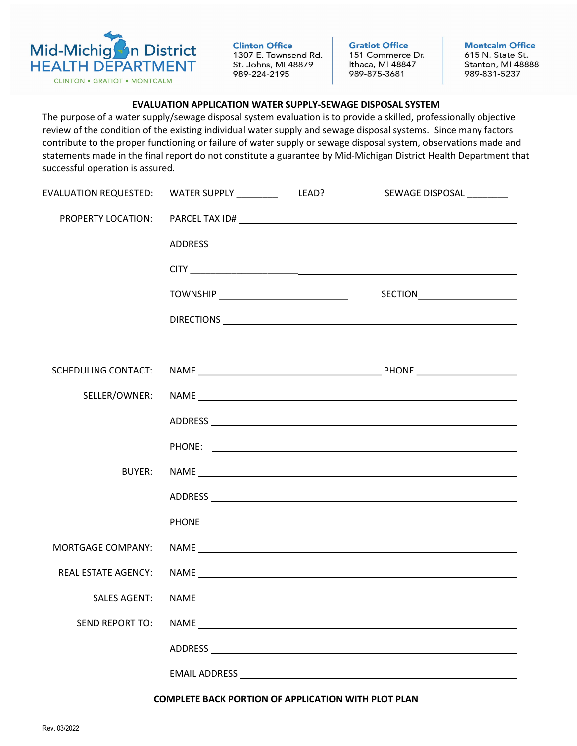Mid-Michigan District HEALTH DEPARTMENT
CLINTON • GRATIOT • MONTCALM

**Clinton Office**
1307 E. Townsend Rd.
St. Johns, MI 48879
989-224-2195

**Gratiot Office**
151 Commerce Dr.
Ithaca, MI 48847
989-875-3681

**Montcalm Office**
615 N. State St.
Stanton, MI 48888
989-831-5237

## EVALUATION APPLICATION WATER SUPPLY-SEWAGE DISPOSAL SYSTEM

The purpose of a water supply/sewage disposal system evaluation is to provide a skilled, professionally objective review of the condition of the existing individual water supply and sewage disposal systems. Since many factors contribute to the proper functioning or failure of water supply or sewage disposal system, observations made and statements made in the final report do not constitute a guarantee by Mid-Michigan District Health Department that successful operation is assured.

EVALUATION REQUESTED: WATER SUPPLY ________ LEAD? _______ SEWAGE DISPOSAL ________

PROPERTY LOCATION: PARCEL TAX ID# ____________________

ADDRESS ____________________

CITY ____________________

TOWNSHIP ____________________ SECTION ____________________

DIRECTIONS ____________________

____________________

SCHEDULING CONTACT: NAME ____________________ PHONE ____________________

SELLER/OWNER: NAME ____________________

ADDRESS ____________________

PHONE: ____________________

BUYER: NAME ____________________

ADDRESS ____________________

PHONE ____________________

MORTGAGE COMPANY: NAME ____________________

REAL ESTATE AGENCY: NAME ____________________

SALES AGENT: NAME ____________________

SEND REPORT TO: NAME ____________________

ADDRESS ____________________

EMAIL ADDRESS ____________________

**COMPLETE BACK PORTION OF APPLICATION WITH PLOT PLAN**

Rev. 03/2022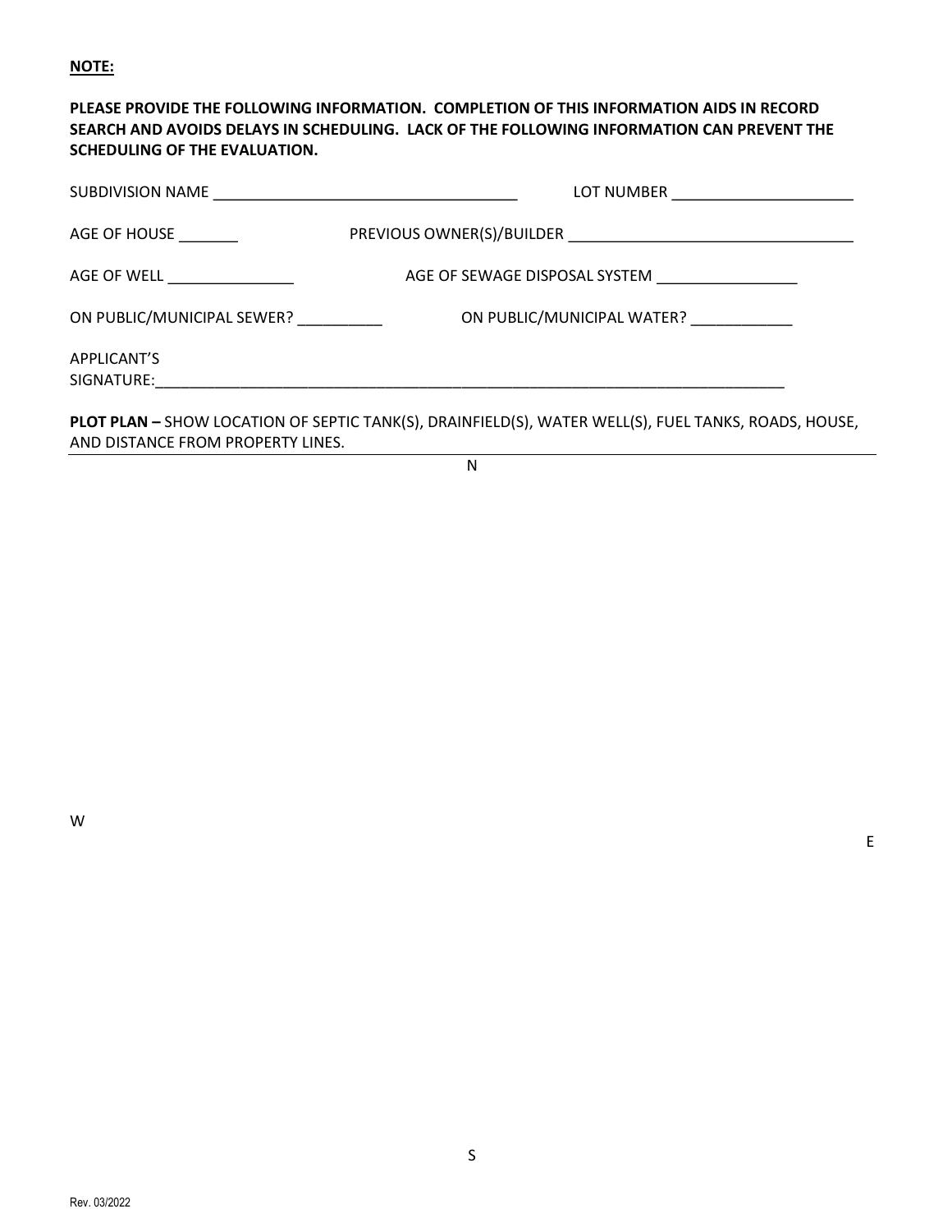**NOTE:**

**PLEASE PROVIDE THE FOLLOWING INFORMATION. COMPLETION OF THIS INFORMATION AIDS IN RECORD SEARCH AND AVOIDS DELAYS IN SCHEDULING. LACK OF THE FOLLOWING INFORMATION CAN PREVENT THE SCHEDULING OF THE EVALUATION.**

SUBDIVISION NAME ____________________________________ LOT NUMBER _____________________

AGE OF HOUSE _______ PREVIOUS OWNER(S)/BUILDER _________________________________

AGE OF WELL _______________ AGE OF SEWAGE DISPOSAL SYSTEM _________________

ON PUBLIC/MUNICIPAL SEWER? __________ ON PUBLIC/MUNICIPAL WATER? ____________

APPLICANT'S SIGNATURE:___________________________________________________________________________

**PLOT PLAN –** SHOW LOCATION OF SEPTIC TANK(S), DRAINFIELD(S), WATER WELL(S), FUEL TANKS, ROADS, HOUSE, AND DISTANCE FROM PROPERTY LINES.

N

W

E

S

Rev. 03/2022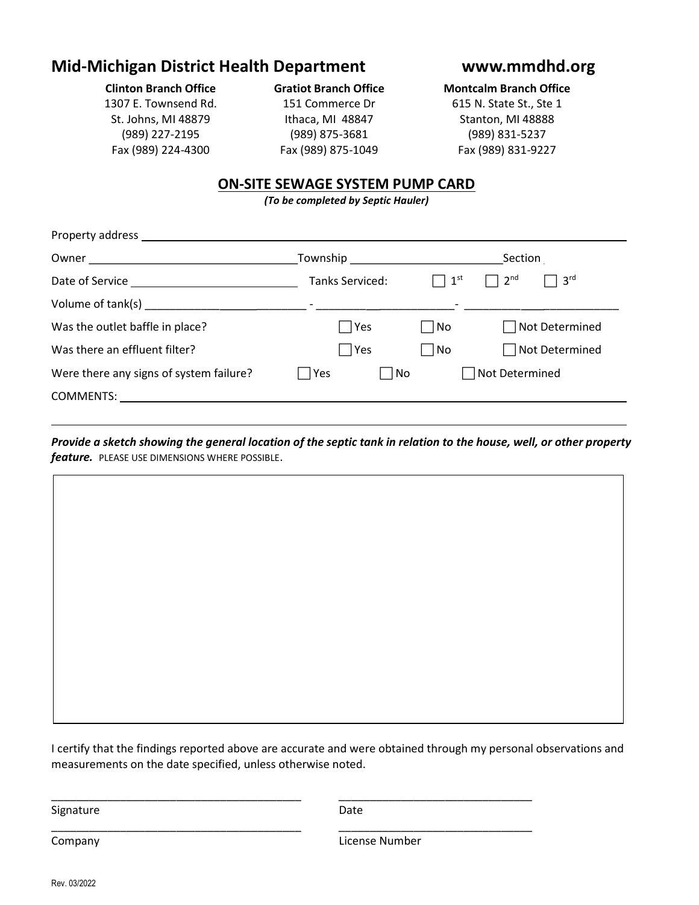# Mid-Michigan District Health Department

**www.mmdhd.org**

**Clinton Branch Office**
1307 E. Townsend Rd.
St. Johns, MI 48879
(989) 227-2195
Fax (989) 224-4300

**Gratiot Branch Office**
151 Commerce Dr
Ithaca, MI 48847
(989) 875-3681
Fax (989) 875-1049

**Montcalm Branch Office**
615 N. State St., Ste 1
Stanton, MI 48888
(989) 831-5237
Fax (989) 831-9227

## ON-SITE SEWAGE SYSTEM PUMP CARD

*(To be completed by Septic Hauler)*

Property address ____________________________________________

Owner ______________________ Township ______________________ Section ______

Date of Service ______________________ Tanks Serviced: ☐ 1st ☐ 2nd ☐ 3rd

Volume of tank(s) ______________________ - ______________________ - ______________________

Was the outlet baffle in place? ☐ Yes ☐ No ☐ Not Determined

Was there an effluent filter? ☐ Yes ☐ No ☐ Not Determined

Were there any signs of system failure? ☐ Yes ☐ No ☐ Not Determined

COMMENTS: ____________________________________________

____________________________________________

***Provide a sketch showing the general location of the septic tank in relation to the house, well, or other property feature.*** PLEASE USE DIMENSIONS WHERE POSSIBLE.

I certify that the findings reported above are accurate and were obtained through my personal observations and measurements on the date specified, unless otherwise noted.

______________________________ ______________________________
Signature Date

______________________________ ______________________________
Company License Number

Rev. 03/2022